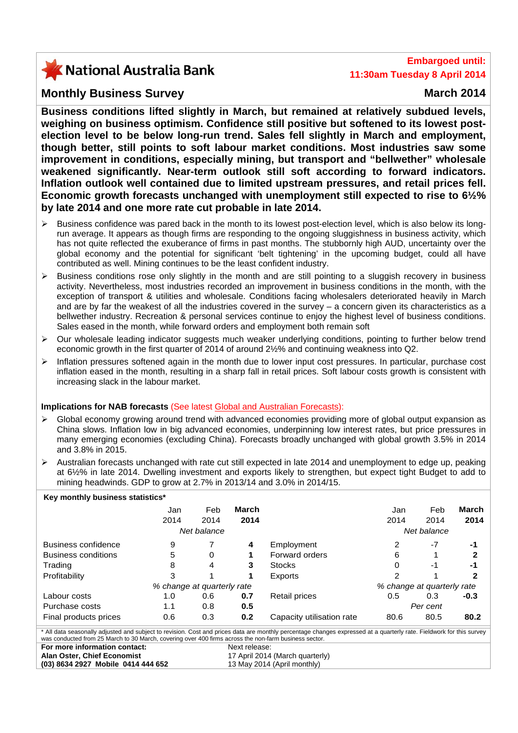**National Australia Bank**

**Embargoed until: 11:30am Tuesday 8 April 2014**

## Monthly Business Survey

**March 2014**

**Business conditions lifted slightly in March, but remained at relatively subdued levels, weighing on business optimism. Confidence still positive but softened to its lowest post-election level to be below long-run trend. Sales fell slightly in March and employment, though better, still points to soft labour market conditions. Most industries saw some improvement in conditions, especially mining, but transport and "bellwether" wholesale weakened significantly. Near-term outlook still soft according to forward indicators. Inflation outlook well contained due to limited upstream pressures, and retail prices fell. Economic growth forecasts unchanged with unemployment still expected to rise to 6½% by late 2014 and one more rate cut probable in late 2014.**

- Business confidence was pared back in the month to its lowest post-election level, which is also below its long-run average. It appears as though firms are responding to the ongoing sluggishness in business activity, which has not quite reflected the exuberance of firms in past months. The stubbornly high AUD, uncertainty over the global economy and the potential for significant 'belt tightening' in the upcoming budget, could all have contributed as well. Mining continues to be the least confident industry.
- Business conditions rose only slightly in the month and are still pointing to a sluggish recovery in business activity. Nevertheless, most industries recorded an improvement in business conditions in the month, with the exception of transport & utilities and wholesale. Conditions facing wholesalers deteriorated heavily in March and are by far the weakest of all the industries covered in the survey – a concern given its characteristics as a bellwether industry. Recreation & personal services continue to enjoy the highest level of business conditions. Sales eased in the month, while forward orders and employment both remain soft
- Our wholesale leading indicator suggests much weaker underlying conditions, pointing to further below trend economic growth in the first quarter of 2014 of around 2½% and continuing weakness into Q2.
- Inflation pressures softened again in the month due to lower input cost pressures. In particular, purchase cost inflation eased in the month, resulting in a sharp fall in retail prices. Soft labour costs growth is consistent with increasing slack in the labour market.

**Implications for NAB forecasts** (See latest Global and Australian Forecasts):

- Global economy growing around trend with advanced economies providing more of global output expansion as China slows. Inflation low in big advanced economies, underpinning low interest rates, but price pressures in many emerging economies (excluding China). Forecasts broadly unchanged with global growth 3.5% in 2014 and 3.8% in 2015.
- Australian forecasts unchanged with rate cut still expected in late 2014 and unemployment to edge up, peaking at 6½% in late 2014. Dwelling investment and exports likely to strengthen, but expect tight Budget to add to mining headwinds. GDP to grow at 2.7% in 2013/14 and 3.0% in 2014/15.

**Key monthly business statistics\***

| | Jan 2014 | Feb 2014 | **March 2014** | | Jan 2014 | Feb 2014 | **March 2014** |
|---|---|---|---|---|---|---|---|
| | *Net balance* | | | | *Net balance* | | |
| Business confidence | 9 | 7 | **4** | Employment | 2 | -7 | **-1** |
| Business conditions | 5 | 0 | **1** | Forward orders | 6 | 1 | **2** |
| Trading | 8 | 4 | **3** | Stocks | 0 | -1 | **-1** |
| Profitability | 3 | 1 | **1** | Exports | 2 | 1 | **2** |
| | *% change at quarterly rate* | | | | *% change at quarterly rate* | | |
| Labour costs | 1.0 | 0.6 | **0.7** | Retail prices | 0.5 | 0.3 | **-0.3** |
| Purchase costs | 1.1 | 0.8 | **0.5** | | *Per cent* | | |
| Final products prices | 0.6 | 0.3 | **0.2** | Capacity utilisation rate | 80.6 | 80.5 | **80.2** |

\* All data seasonally adjusted and subject to revision. Cost and prices data are monthly percentage changes expressed at a quarterly rate. Fieldwork for this survey was conducted from 25 March to 30 March, covering over 400 firms across the non-farm business sector.

**For more information contact:**
**Alan Oster, Chief Economist**
**(03) 8634 2927 Mobile 0414 444 652**

Next release:
17 April 2014 (March quarterly)
13 May 2014 (April monthly)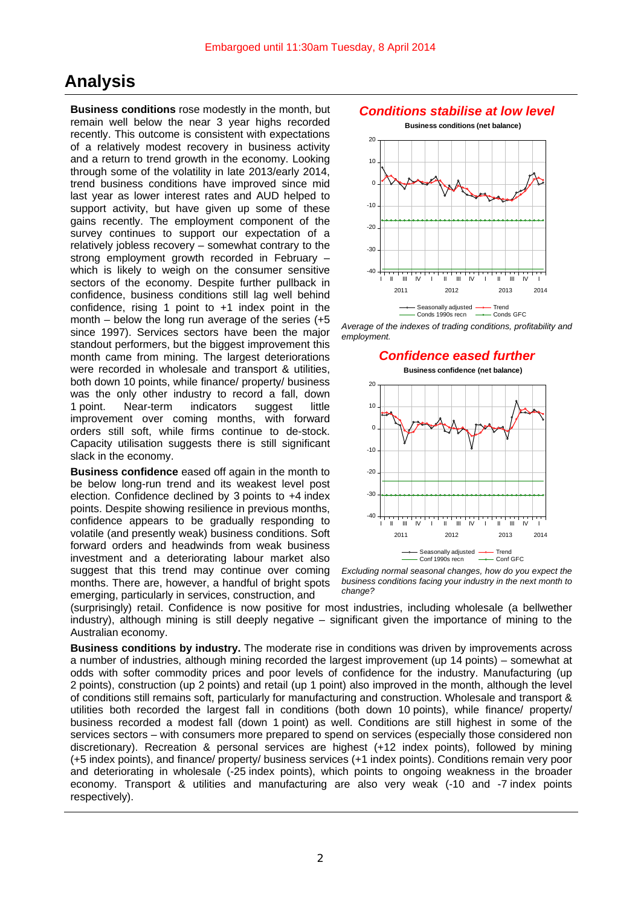Embargoed until 11:30am Tuesday, 8 April 2014

# Analysis

**Business conditions** rose modestly in the month, but remain well below the near 3 year highs recorded recently. This outcome is consistent with expectations of a relatively modest recovery in business activity and a return to trend growth in the economy. Looking through some of the volatility in late 2013/early 2014, trend business conditions have improved since mid last year as lower interest rates and AUD helped to support activity, but have given up some of these gains recently. The employment component of the survey continues to support our expectation of a relatively jobless recovery – somewhat contrary to the strong employment growth recorded in February – which is likely to weigh on the consumer sensitive sectors of the economy. Despite further pullback in confidence, business conditions still lag well behind confidence, rising 1 point to +1 index point in the month – below the long run average of the series (+5 since 1997). Services sectors have been the major standout performers, but the biggest improvement this month came from mining. The largest deteriorations were recorded in wholesale and transport & utilities, both down 10 points, while finance/ property/ business was the only other industry to record a fall, down 1 point. Near-term indicators suggest little improvement over coming months, with forward orders still soft, while firms continue to de-stock. Capacity utilisation suggests there is still significant slack in the economy.

***Conditions stabilise at low level***

Business conditions (net balance)

Seasonally adjusted, Trend, Conds 1990s recn, Conds GFC

*Average of the indexes of trading conditions, profitability and employment.*

***Confidence eased further***

Business confidence (net balance)

Seasonally adjusted, Trend, Conf 1990s recn, Conf GFC

*Excluding normal seasonal changes, how do you expect the business conditions facing your industry in the next month to change?*

**Business confidence** eased off again in the month to be below long-run trend and its weakest level post election. Confidence declined by 3 points to +4 index points. Despite showing resilience in previous months, confidence appears to be gradually responding to volatile (and presently weak) business conditions. Soft forward orders and headwinds from weak business investment and a deteriorating labour market also suggest that this trend may continue over coming months. There are, however, a handful of bright spots emerging, particularly in services, construction, and (surprisingly) retail. Confidence is now positive for most industries, including wholesale (a bellwether industry), although mining is still deeply negative – significant given the importance of mining to the Australian economy.

**Business conditions by industry.** The moderate rise in conditions was driven by improvements across a number of industries, although mining recorded the largest improvement (up 14 points) – somewhat at odds with softer commodity prices and poor levels of confidence for the industry. Manufacturing (up 2 points), construction (up 2 points) and retail (up 1 point) also improved in the month, although the level of conditions still remains soft, particularly for manufacturing and construction. Wholesale and transport & utilities both recorded the largest fall in conditions (both down 10 points), while finance/ property/ business recorded a modest fall (down 1 point) as well. Conditions are still highest in some of the services sectors – with consumers more prepared to spend on services (especially those considered non discretionary). Recreation & personal services are highest (+12 index points), followed by mining (+5 index points), and finance/ property/ business services (+1 index points). Conditions remain very poor and deteriorating in wholesale (-25 index points), which points to ongoing weakness in the broader economy. Transport & utilities and manufacturing are also very weak (-10 and -7 index points respectively).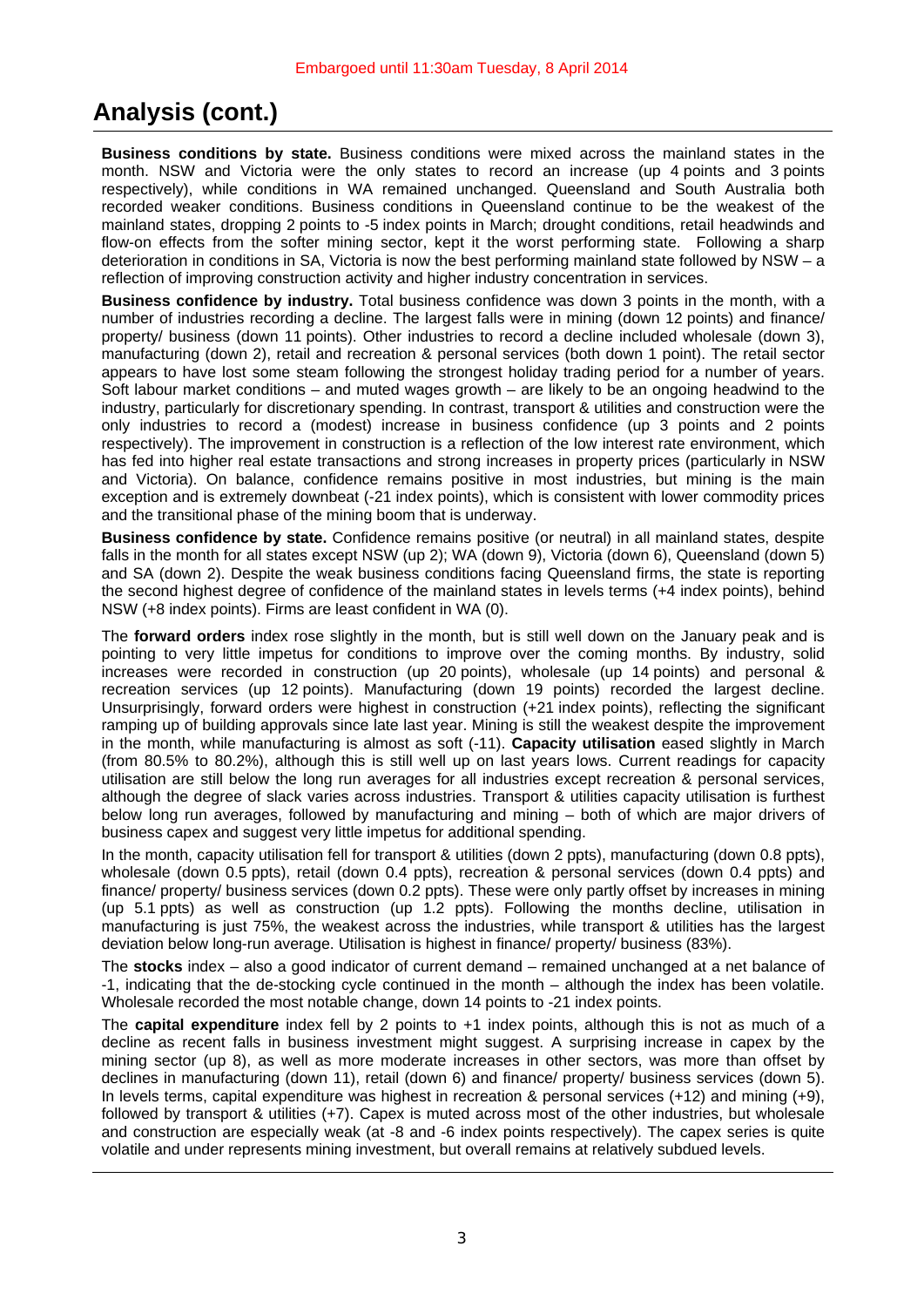Embargoed until 11:30am Tuesday, 8 April 2014

# Analysis (cont.)

**Business conditions by state.** Business conditions were mixed across the mainland states in the month. NSW and Victoria were the only states to record an increase (up 4 points and 3 points respectively), while conditions in WA remained unchanged. Queensland and South Australia both recorded weaker conditions. Business conditions in Queensland continue to be the weakest of the mainland states, dropping 2 points to -5 index points in March; drought conditions, retail headwinds and flow-on effects from the softer mining sector, kept it the worst performing state. Following a sharp deterioration in conditions in SA, Victoria is now the best performing mainland state followed by NSW – a reflection of improving construction activity and higher industry concentration in services.

**Business confidence by industry.** Total business confidence was down 3 points in the month, with a number of industries recording a decline. The largest falls were in mining (down 12 points) and finance/ property/ business (down 11 points). Other industries to record a decline included wholesale (down 3), manufacturing (down 2), retail and recreation & personal services (both down 1 point). The retail sector appears to have lost some steam following the strongest holiday trading period for a number of years. Soft labour market conditions – and muted wages growth – are likely to be an ongoing headwind to the industry, particularly for discretionary spending. In contrast, transport & utilities and construction were the only industries to record a (modest) increase in business confidence (up 3 points and 2 points respectively). The improvement in construction is a reflection of the low interest rate environment, which has fed into higher real estate transactions and strong increases in property prices (particularly in NSW and Victoria). On balance, confidence remains positive in most industries, but mining is the main exception and is extremely downbeat (-21 index points), which is consistent with lower commodity prices and the transitional phase of the mining boom that is underway.

**Business confidence by state.** Confidence remains positive (or neutral) in all mainland states, despite falls in the month for all states except NSW (up 2); WA (down 9), Victoria (down 6), Queensland (down 5) and SA (down 2). Despite the weak business conditions facing Queensland firms, the state is reporting the second highest degree of confidence of the mainland states in levels terms (+4 index points), behind NSW (+8 index points). Firms are least confident in WA (0).

The **forward orders** index rose slightly in the month, but is still well down on the January peak and is pointing to very little impetus for conditions to improve over the coming months. By industry, solid increases were recorded in construction (up 20 points), wholesale (up 14 points) and personal & recreation services (up 12 points). Manufacturing (down 19 points) recorded the largest decline. Unsurprisingly, forward orders were highest in construction (+21 index points), reflecting the significant ramping up of building approvals since late last year. Mining is still the weakest despite the improvement in the month, while manufacturing is almost as soft (-11). **Capacity utilisation** eased slightly in March (from 80.5% to 80.2%), although this is still well up on last years lows. Current readings for capacity utilisation are still below the long run averages for all industries except recreation & personal services, although the degree of slack varies across industries. Transport & utilities capacity utilisation is furthest below long run averages, followed by manufacturing and mining – both of which are major drivers of business capex and suggest very little impetus for additional spending.

In the month, capacity utilisation fell for transport & utilities (down 2 ppts), manufacturing (down 0.8 ppts), wholesale (down 0.5 ppts), retail (down 0.4 ppts), recreation & personal services (down 0.4 ppts) and finance/ property/ business services (down 0.2 ppts). These were only partly offset by increases in mining (up 5.1 ppts) as well as construction (up 1.2 ppts). Following the months decline, utilisation in manufacturing is just 75%, the weakest across the industries, while transport & utilities has the largest deviation below long-run average. Utilisation is highest in finance/ property/ business (83%).

The **stocks** index – also a good indicator of current demand – remained unchanged at a net balance of -1, indicating that the de-stocking cycle continued in the month – although the index has been volatile. Wholesale recorded the most notable change, down 14 points to -21 index points.

The **capital expenditure** index fell by 2 points to +1 index points, although this is not as much of a decline as recent falls in business investment might suggest. A surprising increase in capex by the mining sector (up 8), as well as more moderate increases in other sectors, was more than offset by declines in manufacturing (down 11), retail (down 6) and finance/ property/ business services (down 5). In levels terms, capital expenditure was highest in recreation & personal services (+12) and mining (+9), followed by transport & utilities (+7). Capex is muted across most of the other industries, but wholesale and construction are especially weak (at -8 and -6 index points respectively). The capex series is quite volatile and under represents mining investment, but overall remains at relatively subdued levels.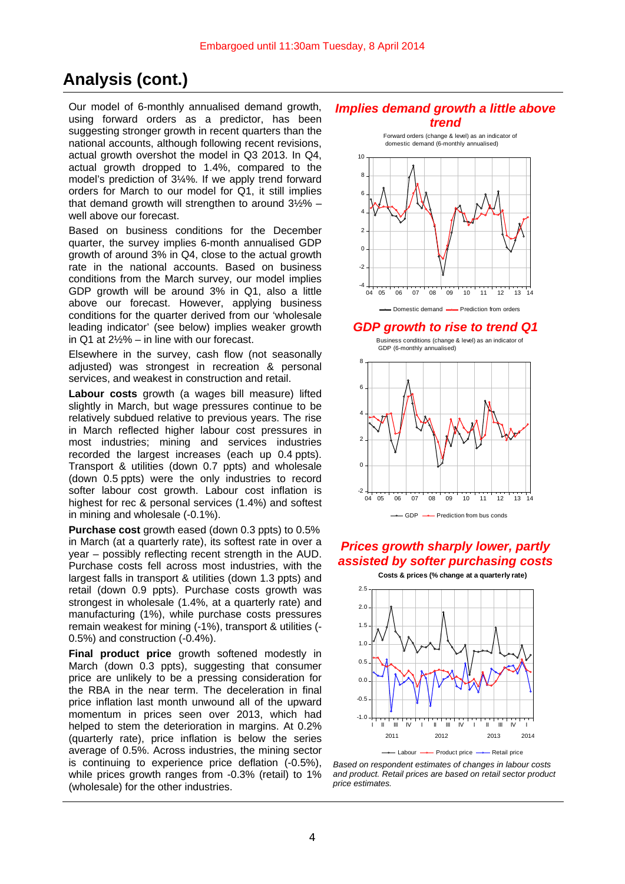Embargoed until 11:30am Tuesday, 8 April 2014

# Analysis (cont.)

Our model of 6-monthly annualised demand growth, using forward orders as a predictor, has been suggesting stronger growth in recent quarters than the national accounts, although following recent revisions, actual growth overshot the model in Q3 2013. In Q4, actual growth dropped to 1.4%, compared to the model's prediction of 3¼%. If we apply trend forward orders for March to our model for Q1, it still implies that demand growth will strengthen to around 3½% – well above our forecast.

Based on business conditions for the December quarter, the survey implies 6-month annualised GDP growth of around 3% in Q4, close to the actual growth rate in the national accounts. Based on business conditions from the March survey, our model implies GDP growth will be around 3% in Q1, also a little above our forecast. However, applying business conditions for the quarter derived from our 'wholesale leading indicator' (see below) implies weaker growth in Q1 at 2½% – in line with our forecast.

Elsewhere in the survey, cash flow (not seasonally adjusted) was strongest in recreation & personal services, and weakest in construction and retail.

**Labour costs** growth (a wages bill measure) lifted slightly in March, but wage pressures continue to be relatively subdued relative to previous years. The rise in March reflected higher labour cost pressures in most industries; mining and services industries recorded the largest increases (each up 0.4 ppts). Transport & utilities (down 0.7 ppts) and wholesale (down 0.5 ppts) were the only industries to record softer labour cost growth. Labour cost inflation is highest for rec & personal services (1.4%) and softest in mining and wholesale (-0.1%).

**Purchase cost** growth eased (down 0.3 ppts) to 0.5% in March (at a quarterly rate), its softest rate in over a year – possibly reflecting recent strength in the AUD. Purchase costs fell across most industries, with the largest falls in transport & utilities (down 1.3 ppts) and retail (down 0.9 ppts). Purchase costs growth was strongest in wholesale (1.4%, at a quarterly rate) and manufacturing (1%), while purchase costs pressures remain weakest for mining (-1%), transport & utilities (-0.5%) and construction (-0.4%).

**Final product price** growth softened modestly in March (down 0.3 ppts), suggesting that consumer price are unlikely to be a pressing consideration for the RBA in the near term. The deceleration in final price inflation last month unwound all of the upward momentum in prices seen over 2013, which had helped to stem the deterioration in margins. At 0.2% (quarterly rate), price inflation is below the series average of 0.5%. Across industries, the mining sector is continuing to experience price deflation (-0.5%), while prices growth ranges from -0.3% (retail) to 1% (wholesale) for the other industries.

### *Implies demand growth a little above trend*

Forward orders (change & level) as an indicator of domestic demand (6-monthly annualised)

### *GDP growth to rise to trend Q1*

Business conditions (change & level) as an indicator of GDP (6-monthly annualised)

### *Prices growth sharply lower, partly assisted by softer purchasing costs*

**Costs & prices (% change at a quarterly rate)**

*Based on respondent estimates of changes in labour costs and product. Retail prices are based on retail sector product price estimates.*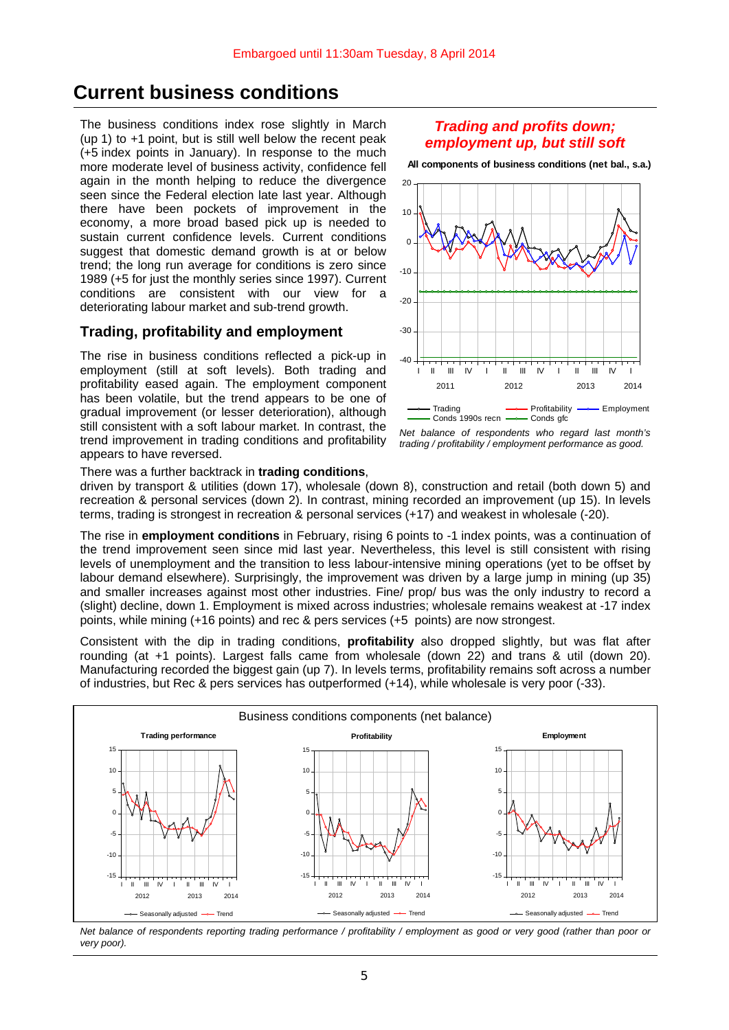Embargoed until 11:30am Tuesday, 8 April 2014

# Current business conditions

The business conditions index rose slightly in March (up 1) to +1 point, but is still well below the recent peak (+5 index points in January). In response to the much more moderate level of business activity, confidence fell again in the month helping to reduce the divergence seen since the Federal election late last year. Although there have been pockets of improvement in the economy, a more broad based pick up is needed to sustain current confidence levels. Current conditions suggest that domestic demand growth is at or below trend; the long run average for conditions is zero since 1989 (+5 for just the monthly series since 1997). Current conditions are consistent with our view for a deteriorating labour market and sub-trend growth.

## Trading, profitability and employment

The rise in business conditions reflected a pick-up in employment (still at soft levels). Both trading and profitability eased again. The employment component has been volatile, but the trend appears to be one of gradual improvement (or lesser deterioration), although still consistent with a soft labour market. In contrast, the trend improvement in trading conditions and profitability appears to have reversed.

***Trading and profits down; employment up, but still soft***

**All components of business conditions (net bal., s.a.)**

*Net balance of respondents who regard last month's trading / profitability / employment performance as good.*

There was a further backtrack in **trading conditions**, driven by transport & utilities (down 17), wholesale (down 8), construction and retail (both down 5) and recreation & personal services (down 2). In contrast, mining recorded an improvement (up 15). In levels terms, trading is strongest in recreation & personal services (+17) and weakest in wholesale (-20).

The rise in **employment conditions** in February, rising 6 points to -1 index points, was a continuation of the trend improvement seen since mid last year. Nevertheless, this level is still consistent with rising levels of unemployment and the transition to less labour-intensive mining operations (yet to be offset by labour demand elsewhere). Surprisingly, the improvement was driven by a large jump in mining (up 35) and smaller increases against most other industries. Fine/ prop/ bus was the only industry to record a (slight) decline, down 1. Employment is mixed across industries; wholesale remains weakest at -17 index points, while mining (+16 points) and rec & pers services (+5 points) are now strongest.

Consistent with the dip in trading conditions, **profitability** also dropped slightly, but was flat after rounding (at +1 points). Largest falls came from wholesale (down 22) and trans & util (down 20). Manufacturing recorded the biggest gain (up 7). In levels terms, profitability remains soft across a number of industries, but Rec & pers services has outperformed (+14), while wholesale is very poor (-33).

Business conditions components (net balance)

*Net balance of respondents reporting trading performance / profitability / employment as good or very good (rather than poor or very poor).*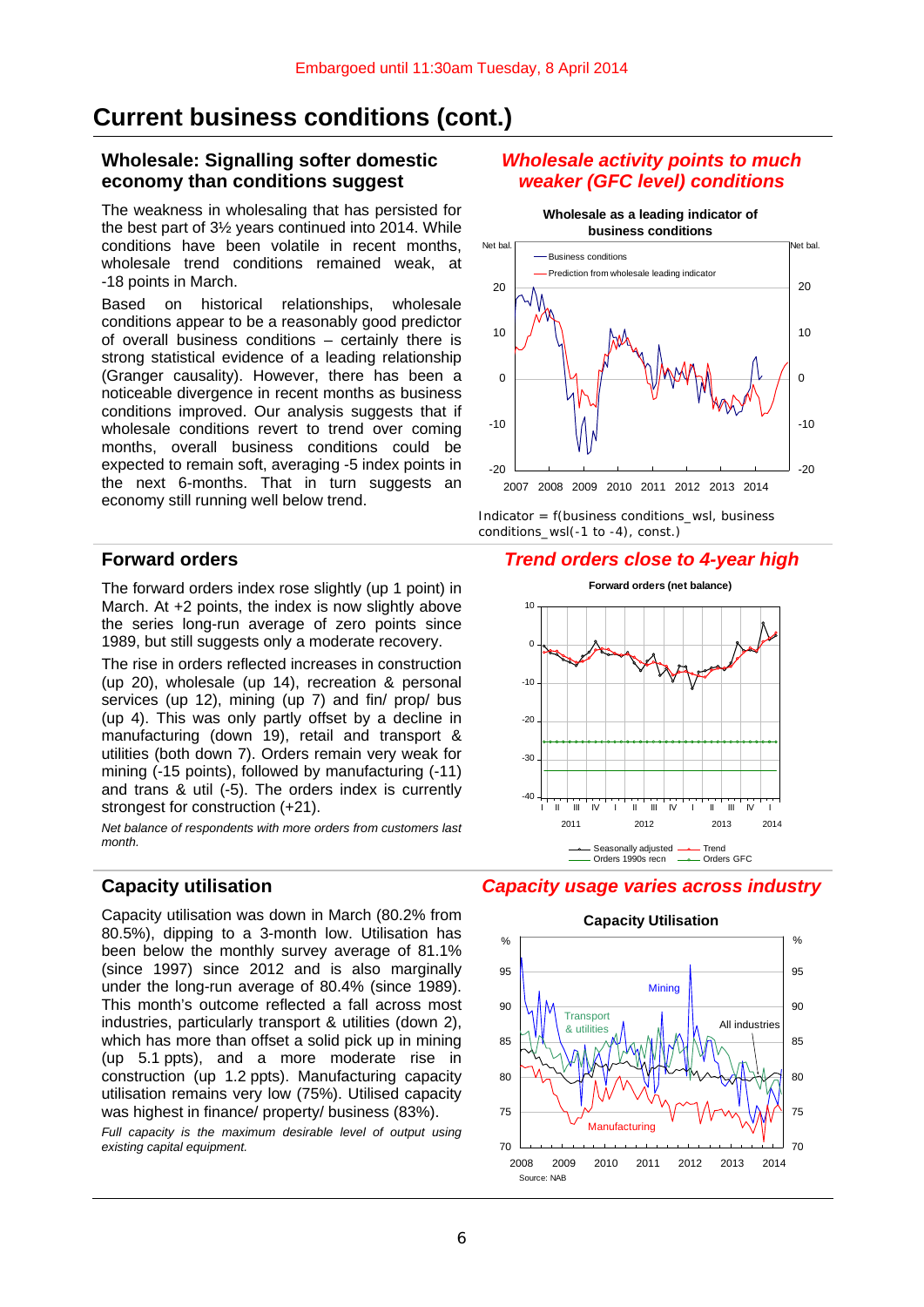Embargoed until 11:30am Tuesday, 8 April 2014

# Current business conditions (cont.)

## Wholesale: Signalling softer domestic economy than conditions suggest

The weakness in wholesaling that has persisted for the best part of 3½ years continued into 2014. While conditions have been volatile in recent months, wholesale trend conditions remained weak, at -18 points in March.

Based on historical relationships, wholesale conditions appear to be a reasonably good predictor of overall business conditions – certainly there is strong statistical evidence of a leading relationship (Granger causality). However, there has been a noticeable divergence in recent months as business conditions improved. Our analysis suggests that if wholesale conditions revert to trend over coming months, overall business conditions could be expected to remain soft, averaging -5 index points in the next 6-months. That in turn suggests an economy still running well below trend.

### *Wholesale activity points to much weaker (GFC level) conditions*

**Wholesale as a leading indicator of business conditions**

Indicator = f(business conditions_wsl, business conditions_wsl(-1 to -4), const.)

## Forward orders

The forward orders index rose slightly (up 1 point) in March. At +2 points, the index is now slightly above the series long-run average of zero points since 1989, but still suggests only a moderate recovery.

The rise in orders reflected increases in construction (up 20), wholesale (up 14), recreation & personal services (up 12), mining (up 7) and fin/ prop/ bus (up 4). This was only partly offset by a decline in manufacturing (down 19), retail and transport & utilities (both down 7). Orders remain very weak for mining (-15 points), followed by manufacturing (-11) and trans & util (-5). The orders index is currently strongest for construction (+21).

*Net balance of respondents with more orders from customers last month.*

### *Trend orders close to 4-year high*

**Forward orders (net balance)**

## Capacity utilisation

Capacity utilisation was down in March (80.2% from 80.5%), dipping to a 3-month low. Utilisation has been below the monthly survey average of 81.1% (since 1997) since 2012 and is also marginally under the long-run average of 80.4% (since 1989). This month's outcome reflected a fall across most industries, particularly transport & utilities (down 2), which has more than offset a solid pick up in mining (up 5.1 ppts), and a more moderate rise in construction (up 1.2 ppts). Manufacturing capacity utilisation remains very low (75%). Utilised capacity was highest in finance/ property/ business (83%).

*Full capacity is the maximum desirable level of output using existing capital equipment.*

### *Capacity usage varies across industry*

**Capacity Utilisation**

Source: NAB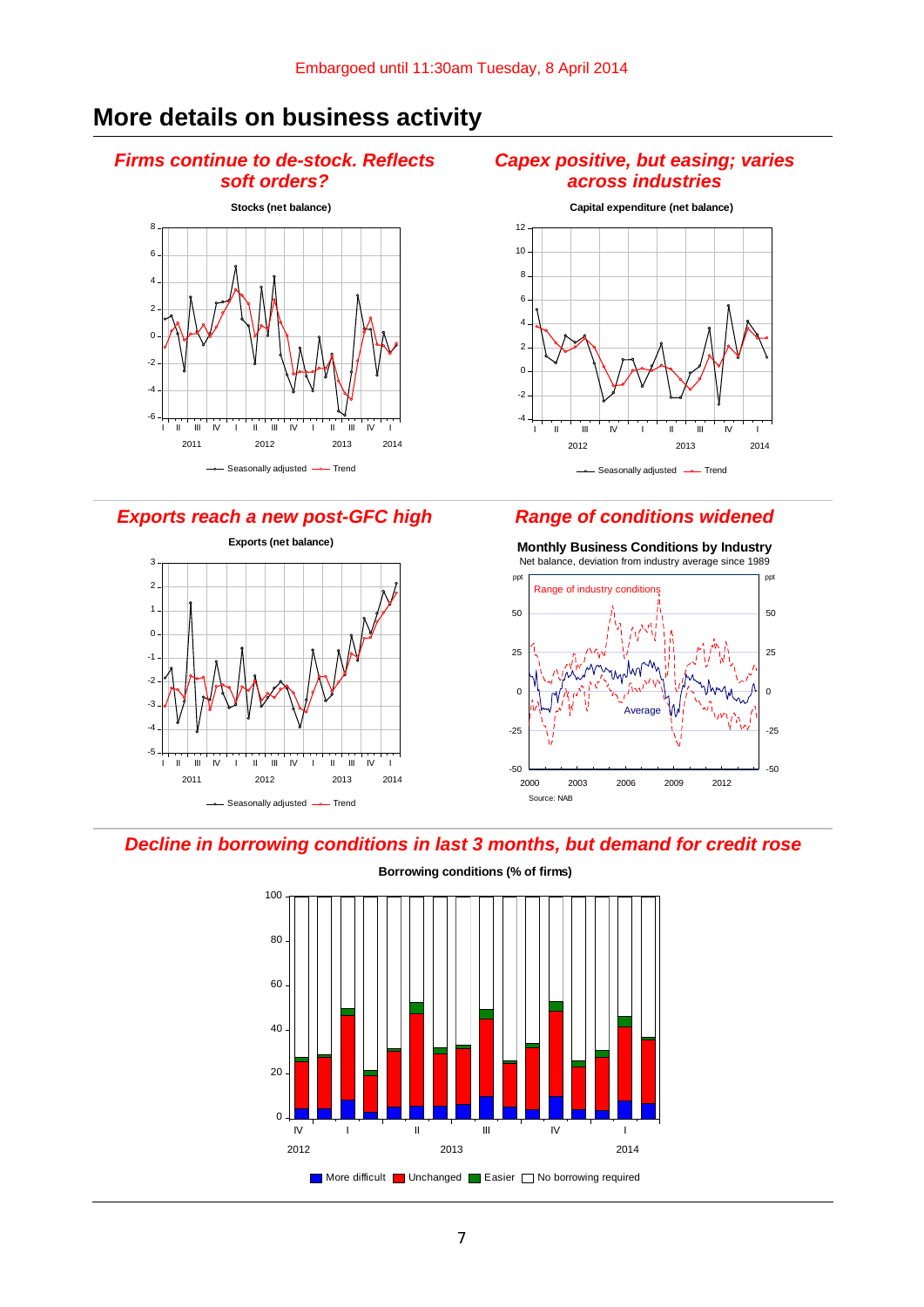Embargoed until 11:30am Tuesday, 8 April 2014

# More details on business activity

### *Firms continue to de-stock. Reflects soft orders?*

**Stocks (net balance)**

Seasonally adjusted — Trend

### *Capex positive, but easing; varies across industries*

**Capital expenditure (net balance)**

Seasonally adjusted — Trend

### *Exports reach a new post-GFC high*

**Exports (net balance)**

Seasonally adjusted — Trend

### *Range of conditions widened*

**Monthly Business Conditions by Industry**
Net balance, deviation from industry average since 1989

Range of industry conditions

Average

Source: NAB

### *Decline in borrowing conditions in last 3 months, but demand for credit rose*

**Borrowing conditions (% of firms)**

More difficult | Unchanged | Easier | No borrowing required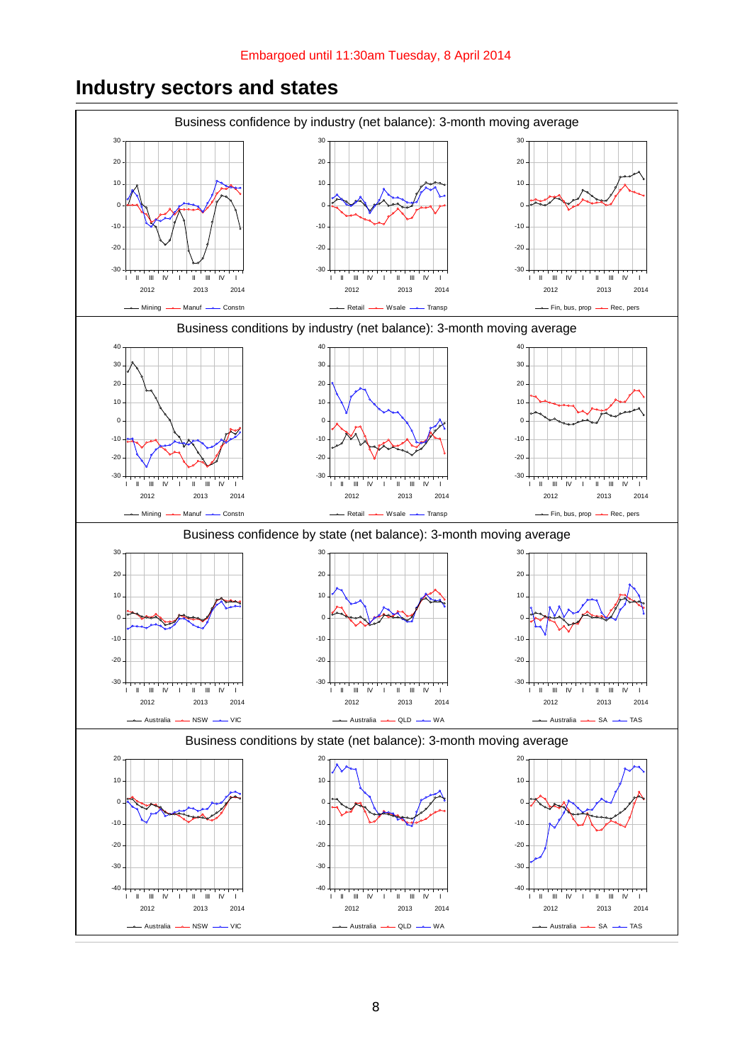Embargoed until 11:30am Tuesday, 8 April 2014

## Industry sectors and states

Business confidence by industry (net balance): 3-month moving average

Mining — Manuf — Constn

Retail — Wsale — Transp

Fin, bus, prop — Rec, pers

Business conditions by industry (net balance): 3-month moving average

Mining — Manuf — Constn

Retail — Wsale — Transp

Fin, bus, prop — Rec, pers

Business confidence by state (net balance): 3-month moving average

Australia — NSW — VIC

Australia — QLD — WA

Australia — SA — TAS

Business conditions by state (net balance): 3-month moving average

Australia — NSW — VIC

Australia — QLD — WA

Australia — SA — TAS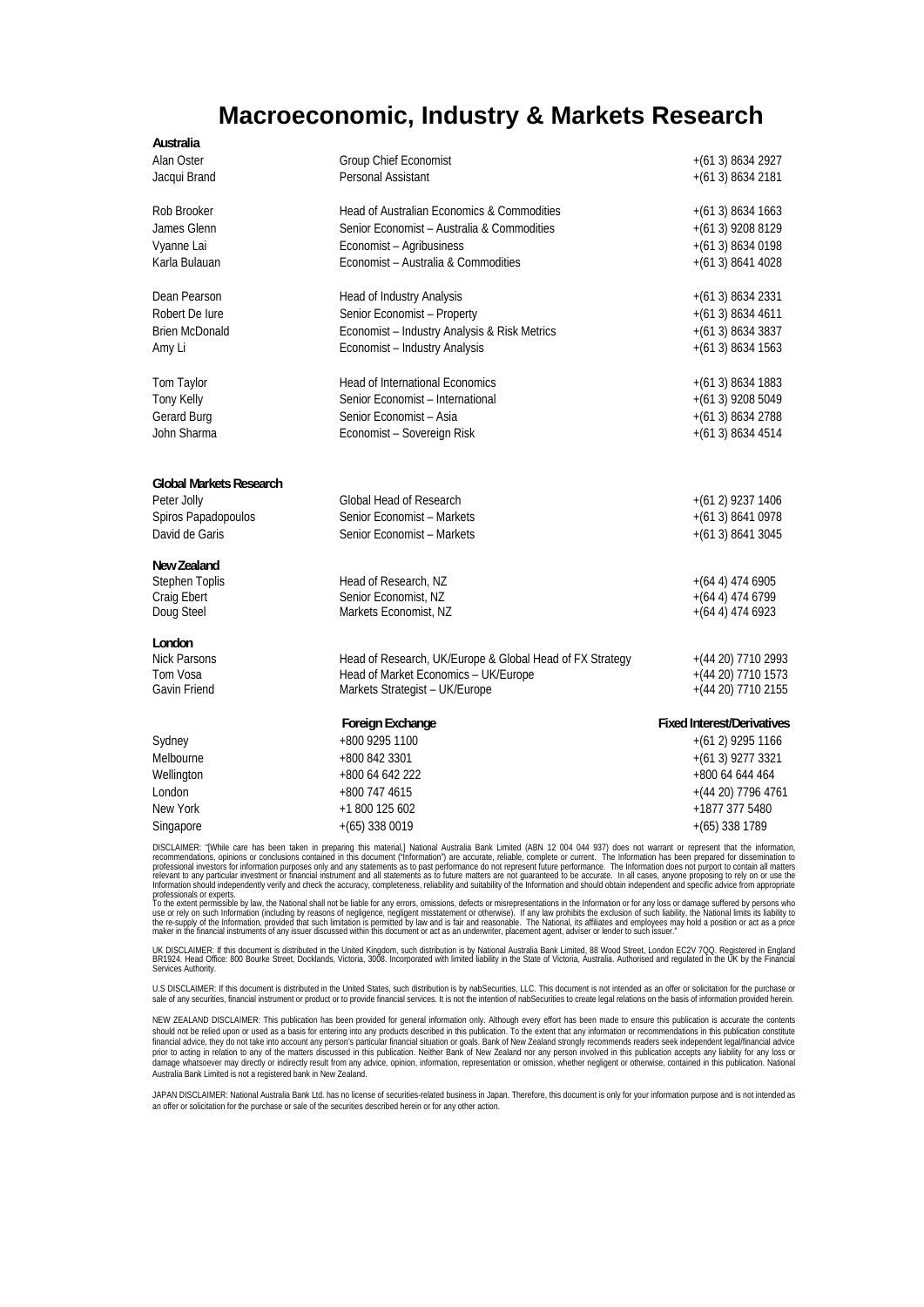# Macroeconomic, Industry & Markets Research

**Australia**

| | | |
|---|---|---|
| Alan Oster | Group Chief Economist | +(61 3) 8634 2927 |
| Jacqui Brand | Personal Assistant | +(61 3) 8634 2181 |
| | | |
| Rob Brooker | Head of Australian Economics & Commodities | +(61 3) 8634 1663 |
| James Glenn | Senior Economist – Australia & Commodities | +(61 3) 9208 8129 |
| Vyanne Lai | Economist – Agribusiness | +(61 3) 8634 0198 |
| Karla Bulauan | Economist – Australia & Commodities | +(61 3) 8641 4028 |
| | | |
| Dean Pearson | Head of Industry Analysis | +(61 3) 8634 2331 |
| Robert De Iure | Senior Economist – Property | +(61 3) 8634 4611 |
| Brien McDonald | Economist – Industry Analysis & Risk Metrics | +(61 3) 8634 3837 |
| Amy Li | Economist – Industry Analysis | +(61 3) 8634 1563 |
| | | |
| Tom Taylor | Head of International Economics | +(61 3) 8634 1883 |
| Tony Kelly | Senior Economist – International | +(61 3) 9208 5049 |
| Gerard Burg | Senior Economist – Asia | +(61 3) 8634 2788 |
| John Sharma | Economist – Sovereign Risk | +(61 3) 8634 4514 |

**Global Markets Research**

| | | |
|---|---|---|
| Peter Jolly | Global Head of Research | +(61 2) 9237 1406 |
| Spiros Papadopoulos | Senior Economist – Markets | +(61 3) 8641 0978 |
| David de Garis | Senior Economist – Markets | +(61 3) 8641 3045 |

**New Zealand**

| | | |
|---|---|---|
| Stephen Toplis | Head of Research, NZ | +(64 4) 474 6905 |
| Craig Ebert | Senior Economist, NZ | +(64 4) 474 6799 |
| Doug Steel | Markets Economist, NZ | +(64 4) 474 6923 |

**London**

| | | |
|---|---|---|
| Nick Parsons | Head of Research, UK/Europe & Global Head of FX Strategy | +(44 20) 7710 2993 |
| Tom Vosa | Head of Market Economics – UK/Europe | +(44 20) 7710 1573 |
| Gavin Friend | Markets Strategist – UK/Europe | +(44 20) 7710 2155 |

| | **Foreign Exchange** | **Fixed Interest/Derivatives** |
|---|---|---|
| Sydney | +800 9295 1100 | +(61 2) 9295 1166 |
| Melbourne | +800 842 3301 | +(61 3) 9277 3321 |
| Wellington | +800 64 642 222 | +800 64 644 464 |
| London | +800 747 4615 | +(44 20) 7796 4761 |
| New York | +1 800 125 602 | +1877 377 5480 |
| Singapore | +(65) 338 0019 | +(65) 338 1789 |

DISCLAIMER: "[While care has been taken in preparing this material,] National Australia Bank Limited (ABN 12 004 044 937) does not warrant or represent that the information, recommendations, opinions or conclusions contained in this document ("Information") are accurate, reliable, complete or current. The Information has been prepared for dissemination to professional investors for information purposes only and any statements as to past performance do not represent future performance. The Information does not purport to contain all matters relevant to any particular investment or financial instrument and all statements as to future matters are not guaranteed to be accurate. In all cases, anyone proposing to rely on or use the Information should independently verify and check the accuracy, completeness, reliability and suitability of the Information and should obtain independent and specific advice from appropriate professionals or experts.
To the extent permissible by law, the National shall not be liable for any errors, omissions, defects or misrepresentations in the Information or for any loss or damage suffered by persons who use or rely on such Information (including by reasons of negligence, negligent misstatement or otherwise). If any law prohibits the exclusion of such liability, the National limits its liability to the re-supply of the Information, provided that such limitation is permitted by law and is fair and reasonable. The National, its affiliates and employees may hold a position or act as a price maker in the financial instruments of any issuer discussed within this document or act as an underwriter, placement agent, adviser or lender to such issuer."

UK DISCLAIMER: If this document is distributed in the United Kingdom, such distribution is by National Australia Bank Limited, 88 Wood Street, London EC2V 7QQ. Registered in England BR1924. Head Office: 800 Bourke Street, Docklands, Victoria, 3008. Incorporated with limited liability in the State of Victoria, Australia. Authorised and regulated in the UK by the Financial Services Authority.

U.S DISCLAIMER: If this document is distributed in the United States, such distribution is by nabSecurities, LLC. This document is not intended as an offer or solicitation for the purchase or sale of any securities, financial instrument or product or to provide financial services. It is not the intention of nabSecurities to create legal relations on the basis of information provided herein.

NEW ZEALAND DISCLAIMER: This publication has been provided for general information only. Although every effort has been made to ensure this publication is accurate the contents should not be relied upon or used as a basis for entering into any products described in this publication. To the extent that any information or recommendations in this publication constitute financial advice, they do not take into account any person's particular financial situation or goals. Bank of New Zealand strongly recommends readers seek independent legal/financial advice prior to acting in relation to any of the matters discussed in this publication. Neither Bank of New Zealand nor any person involved in this publication accepts any liability for any loss or damage whatsoever may directly or indirectly result from any advice, opinion, information, representation or omission, whether negligent or otherwise, contained in this publication. National Australia Bank Limited is not a registered bank in New Zealand.

JAPAN DISCLAIMER: National Australia Bank Ltd. has no license of securities-related business in Japan. Therefore, this document is only for your information purpose and is not intended as an offer or solicitation for the purchase or sale of the securities described herein or for any other action.